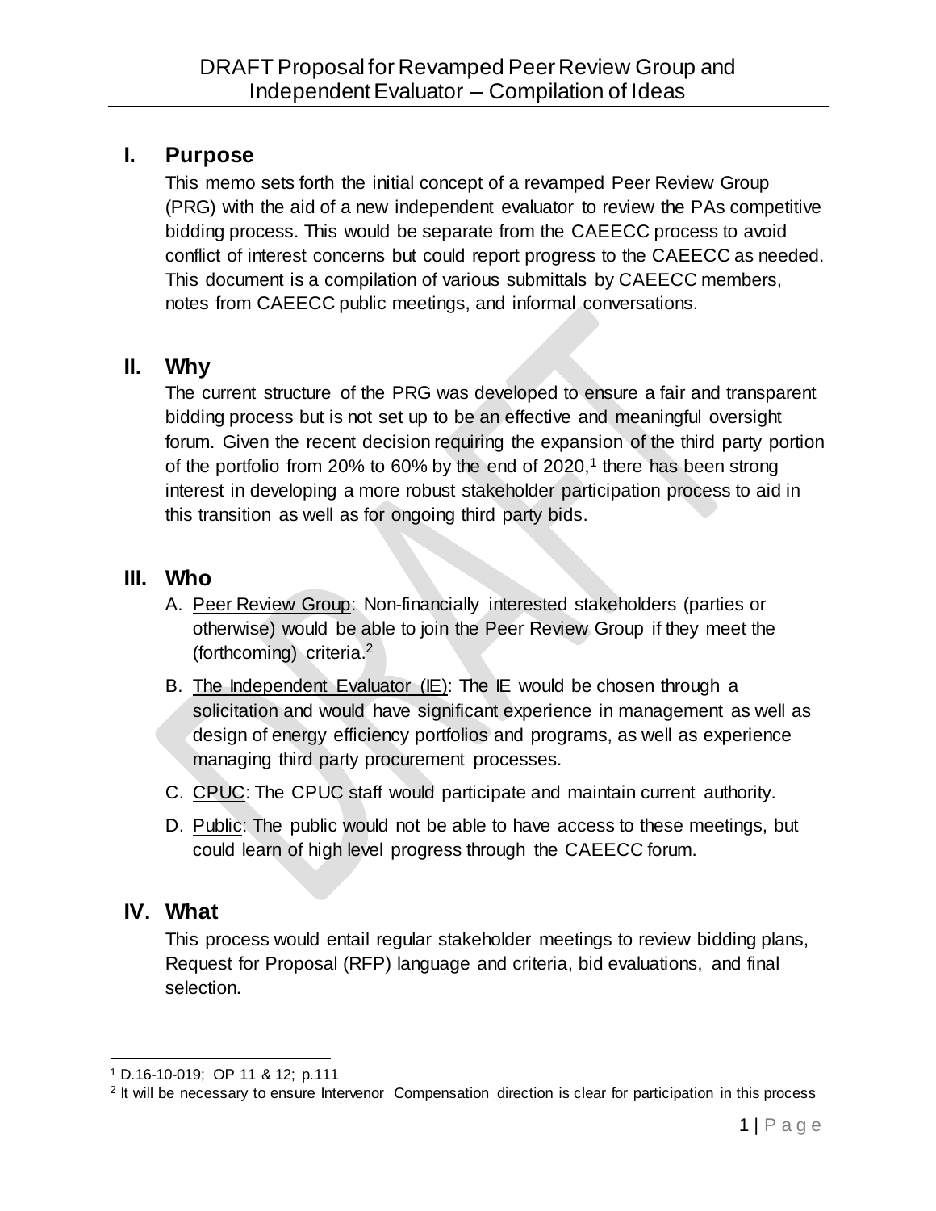# DRAFT Proposal for Revamped Peer Review Group and Independent Evaluator – Compilation of Ideas

## I. Purpose

This memo sets forth the initial concept of a revamped Peer Review Group (PRG) with the aid of a new independent evaluator to review the PAs competitive bidding process. This would be separate from the CAEECC process to avoid conflict of interest concerns but could report progress to the CAEECC as needed. This document is a compilation of various submittals by CAEECC members, notes from CAEECC public meetings, and informal conversations.

## II. Why

The current structure of the PRG was developed to ensure a fair and transparent bidding process but is not set up to be an effective and meaningful oversight forum. Given the recent decision requiring the expansion of the third party portion of the portfolio from 20% to 60% by the end of 2020,[1] there has been strong interest in developing a more robust stakeholder participation process to aid in this transition as well as for ongoing third party bids.

## III. Who

A. Peer Review Group: Non-financially interested stakeholders (parties or otherwise) would be able to join the Peer Review Group if they meet the (forthcoming) criteria.[2]

B. The Independent Evaluator (IE): The IE would be chosen through a solicitation and would have significant experience in management as well as design of energy efficiency portfolios and programs, as well as experience managing third party procurement processes.

C. CPUC: The CPUC staff would participate and maintain current authority.

D. Public: The public would not be able to have access to these meetings, but could learn of high level progress through the CAEECC forum.

## IV. What

This process would entail regular stakeholder meetings to review bidding plans, Request for Proposal (RFP) language and criteria, bid evaluations, and final selection.

---

[1] D.16-10-019; OP 11 & 12; p.111

[2] It will be necessary to ensure Intervenor Compensation direction is clear for participation in this process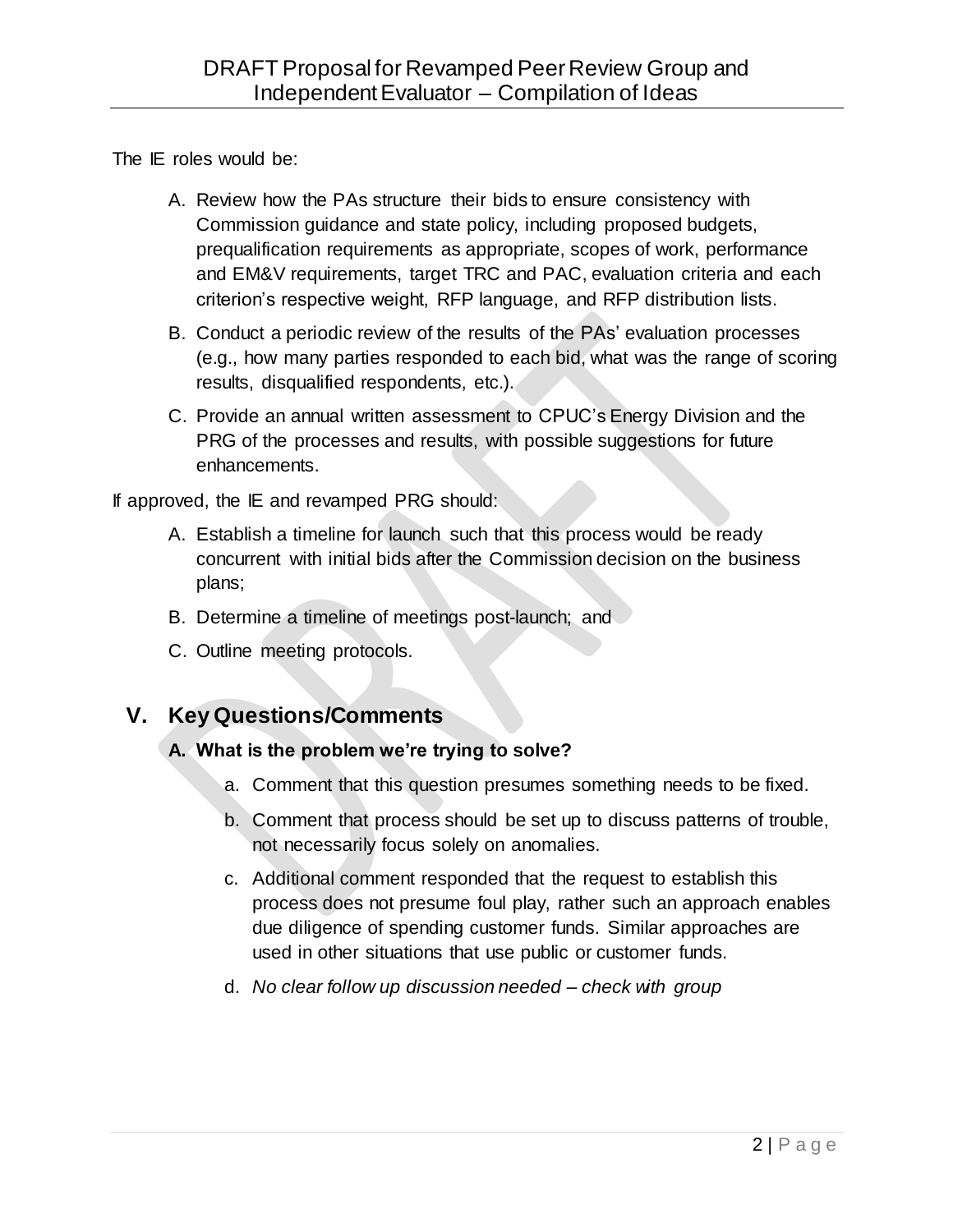The IE roles would be:

A. Review how the PAs structure their bids to ensure consistency with Commission guidance and state policy, including proposed budgets, prequalification requirements as appropriate, scopes of work, performance and EM&V requirements, target TRC and PAC, evaluation criteria and each criterion's respective weight, RFP language, and RFP distribution lists.

B. Conduct a periodic review of the results of the PAs' evaluation processes (e.g., how many parties responded to each bid, what was the range of scoring results, disqualified respondents, etc.).

C. Provide an annual written assessment to CPUC's Energy Division and the PRG of the processes and results, with possible suggestions for future enhancements.

If approved, the IE and revamped PRG should:

A. Establish a timeline for launch such that this process would be ready concurrent with initial bids after the Commission decision on the business plans;

B. Determine a timeline of meetings post-launch; and

C. Outline meeting protocols.

## V. Key Questions/Comments

### A. What is the problem we're trying to solve?

a. Comment that this question presumes something needs to be fixed.

b. Comment that process should be set up to discuss patterns of trouble, not necessarily focus solely on anomalies.

c. Additional comment responded that the request to establish this process does not presume foul play, rather such an approach enables due diligence of spending customer funds. Similar approaches are used in other situations that use public or customer funds.

d. *No clear follow up discussion needed – check with group*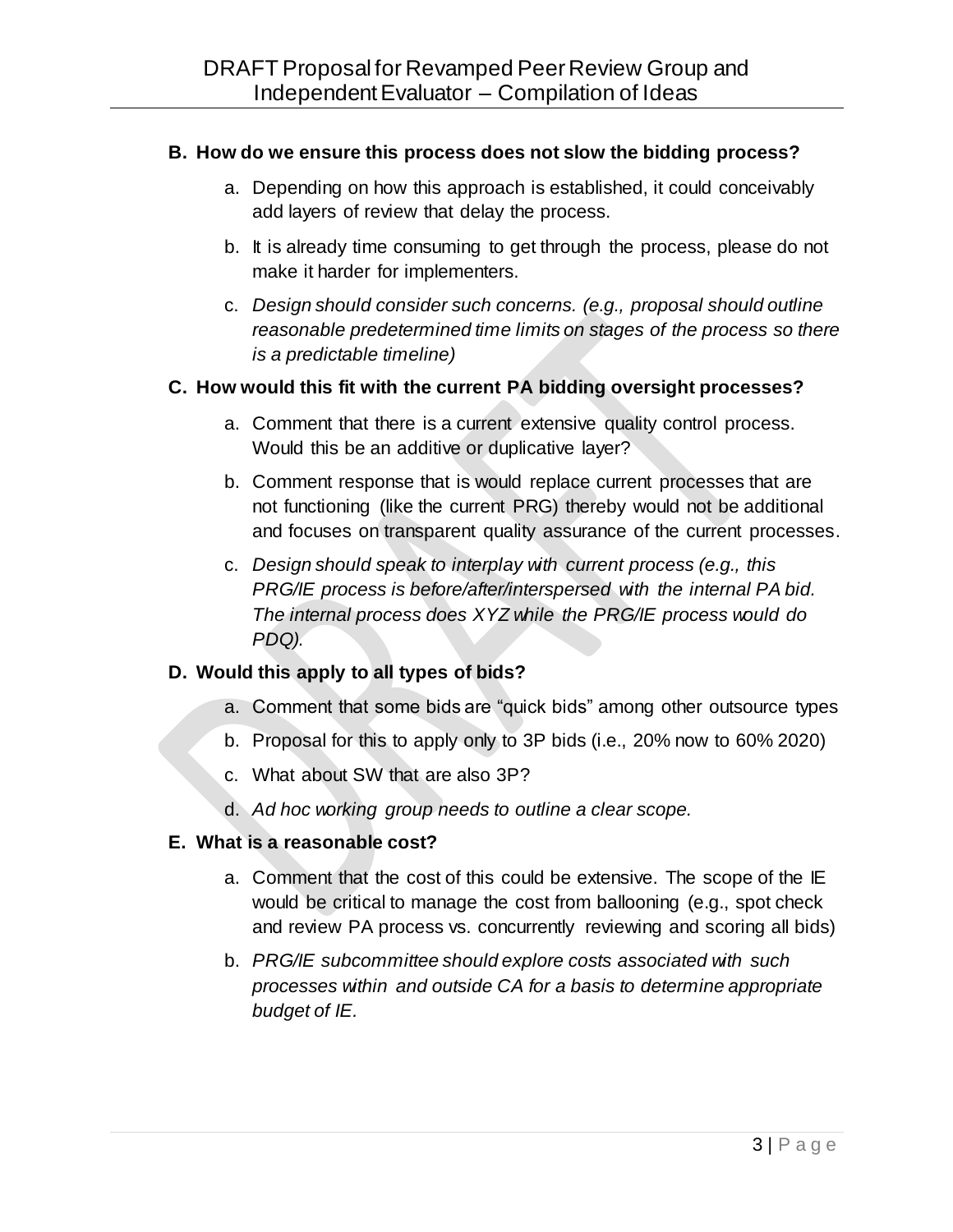**B. How do we ensure this process does not slow the bidding process?**

a. Depending on how this approach is established, it could conceivably add layers of review that delay the process.

b. It is already time consuming to get through the process, please do not make it harder for implementers.

c. *Design should consider such concerns. (e.g., proposal should outline reasonable predetermined time limits on stages of the process so there is a predictable timeline)*

**C. How would this fit with the current PA bidding oversight processes?**

a. Comment that there is a current extensive quality control process. Would this be an additive or duplicative layer?

b. Comment response that is would replace current processes that are not functioning (like the current PRG) thereby would not be additional and focuses on transparent quality assurance of the current processes.

c. *Design should speak to interplay with current process (e.g., this PRG/IE process is before/after/interspersed with the internal PA bid. The internal process does XYZ while the PRG/IE process would do PDQ).*

**D. Would this apply to all types of bids?**

a. Comment that some bids are "quick bids" among other outsource types

b. Proposal for this to apply only to 3P bids (i.e., 20% now to 60% 2020)

c. What about SW that are also 3P?

d. *Ad hoc working group needs to outline a clear scope.*

**E. What is a reasonable cost?**

a. Comment that the cost of this could be extensive. The scope of the IE would be critical to manage the cost from ballooning (e.g., spot check and review PA process vs. concurrently reviewing and scoring all bids)

b. *PRG/IE subcommittee should explore costs associated with such processes within and outside CA for a basis to determine appropriate budget of IE.*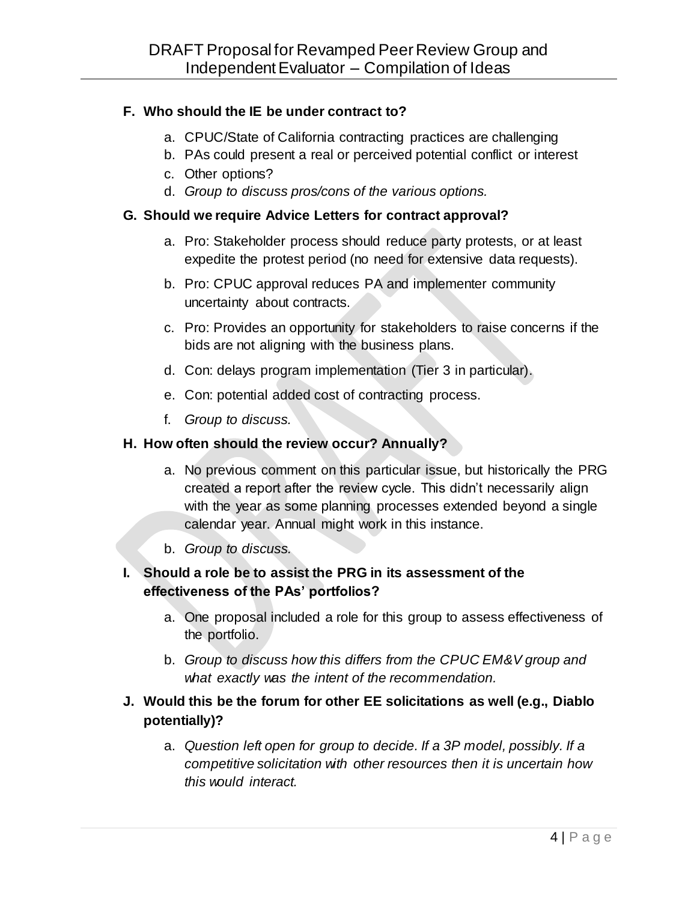### F. Who should the IE be under contract to?

a. CPUC/State of California contracting practices are challenging
b. PAs could present a real or perceived potential conflict or interest
c. Other options?
d. *Group to discuss pros/cons of the various options.*

### G. Should we require Advice Letters for contract approval?

a. Pro: Stakeholder process should reduce party protests, or at least expedite the protest period (no need for extensive data requests).

b. Pro: CPUC approval reduces PA and implementer community uncertainty about contracts.

c. Pro: Provides an opportunity for stakeholders to raise concerns if the bids are not aligning with the business plans.

d. Con: delays program implementation (Tier 3 in particular).

e. Con: potential added cost of contracting process.

f. *Group to discuss.*

### H. How often should the review occur? Annually?

a. No previous comment on this particular issue, but historically the PRG created a report after the review cycle. This didn't necessarily align with the year as some planning processes extended beyond a single calendar year. Annual might work in this instance.

b. *Group to discuss.*

### I. Should a role be to assist the PRG in its assessment of the effectiveness of the PAs' portfolios?

a. One proposal included a role for this group to assess effectiveness of the portfolio.

b. *Group to discuss how this differs from the CPUC EM&V group and what exactly was the intent of the recommendation.*

### J. Would this be the forum for other EE solicitations as well (e.g., Diablo potentially)?

a. *Question left open for group to decide. If a 3P model, possibly. If a competitive solicitation with other resources then it is uncertain how this would interact.*